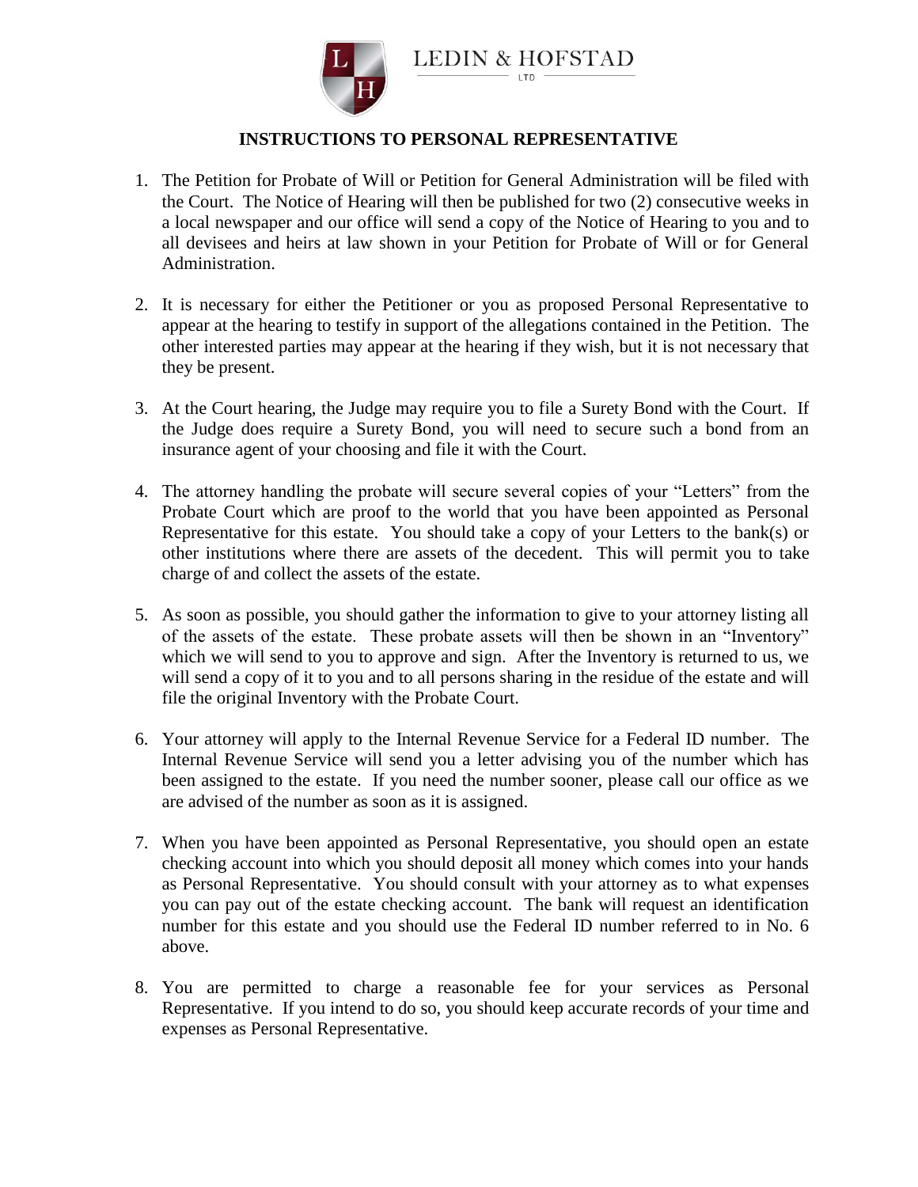LEDIN & HOFSTAD
LTD

# INSTRUCTIONS TO PERSONAL REPRESENTATIVE

1. The Petition for Probate of Will or Petition for General Administration will be filed with the Court. The Notice of Hearing will then be published for two (2) consecutive weeks in a local newspaper and our office will send a copy of the Notice of Hearing to you and to all devisees and heirs at law shown in your Petition for Probate of Will or for General Administration.

2. It is necessary for either the Petitioner or you as proposed Personal Representative to appear at the hearing to testify in support of the allegations contained in the Petition. The other interested parties may appear at the hearing if they wish, but it is not necessary that they be present.

3. At the Court hearing, the Judge may require you to file a Surety Bond with the Court. If the Judge does require a Surety Bond, you will need to secure such a bond from an insurance agent of your choosing and file it with the Court.

4. The attorney handling the probate will secure several copies of your "Letters" from the Probate Court which are proof to the world that you have been appointed as Personal Representative for this estate. You should take a copy of your Letters to the bank(s) or other institutions where there are assets of the decedent. This will permit you to take charge of and collect the assets of the estate.

5. As soon as possible, you should gather the information to give to your attorney listing all of the assets of the estate. These probate assets will then be shown in an "Inventory" which we will send to you to approve and sign. After the Inventory is returned to us, we will send a copy of it to you and to all persons sharing in the residue of the estate and will file the original Inventory with the Probate Court.

6. Your attorney will apply to the Internal Revenue Service for a Federal ID number. The Internal Revenue Service will send you a letter advising you of the number which has been assigned to the estate. If you need the number sooner, please call our office as we are advised of the number as soon as it is assigned.

7. When you have been appointed as Personal Representative, you should open an estate checking account into which you should deposit all money which comes into your hands as Personal Representative. You should consult with your attorney as to what expenses you can pay out of the estate checking account. The bank will request an identification number for this estate and you should use the Federal ID number referred to in No. 6 above.

8. You are permitted to charge a reasonable fee for your services as Personal Representative. If you intend to do so, you should keep accurate records of your time and expenses as Personal Representative.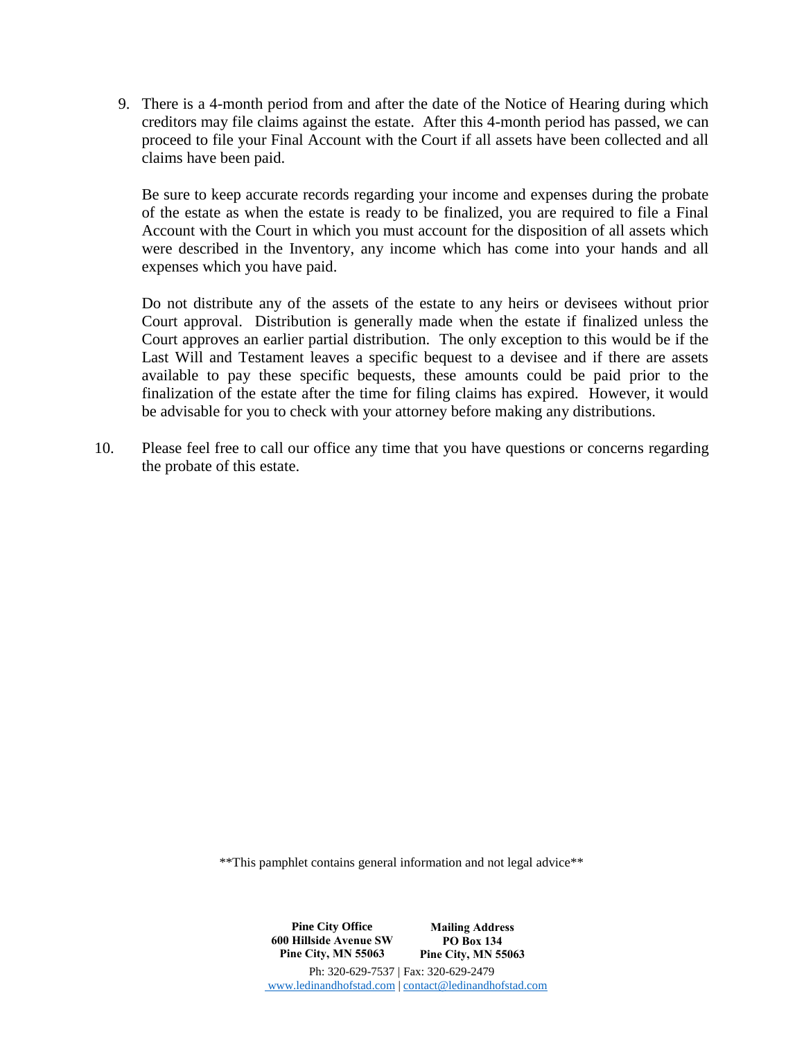9. There is a 4-month period from and after the date of the Notice of Hearing during which creditors may file claims against the estate. After this 4-month period has passed, we can proceed to file your Final Account with the Court if all assets have been collected and all claims have been paid.

   Be sure to keep accurate records regarding your income and expenses during the probate of the estate as when the estate is ready to be finalized, you are required to file a Final Account with the Court in which you must account for the disposition of all assets which were described in the Inventory, any income which has come into your hands and all expenses which you have paid.

   Do not distribute any of the assets of the estate to any heirs or devisees without prior Court approval. Distribution is generally made when the estate if finalized unless the Court approves an earlier partial distribution. The only exception to this would be if the Last Will and Testament leaves a specific bequest to a devisee and if there are assets available to pay these specific bequests, these amounts could be paid prior to the finalization of the estate after the time for filing claims has expired. However, it would be advisable for you to check with your attorney before making any distributions.

10. Please feel free to call our office any time that you have questions or concerns regarding the probate of this estate.

**This pamphlet contains general information and not legal advice**

**Pine City Office**
**600 Hillside Avenue SW**
**Pine City, MN 55063**

**Mailing Address**
**PO Box 134**
**Pine City, MN 55063**

Ph: 320-629-7537 | Fax: 320-629-2479
www.ledinandhofstad.com | contact@ledinandhofstad.com